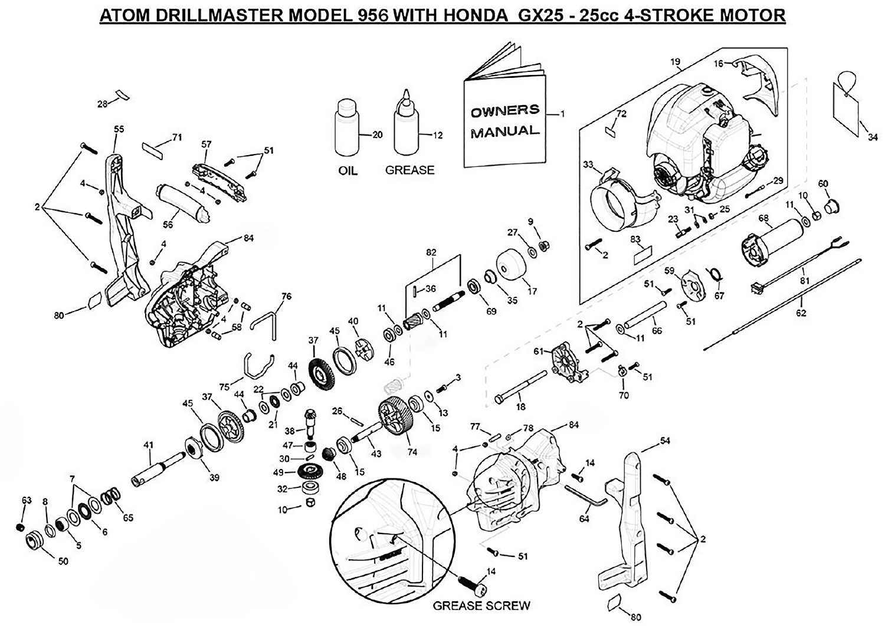# ATOM DRILLMASTER MODEL 956 WITH HONDA GX25 - 25cc 4-STROKE MOTOR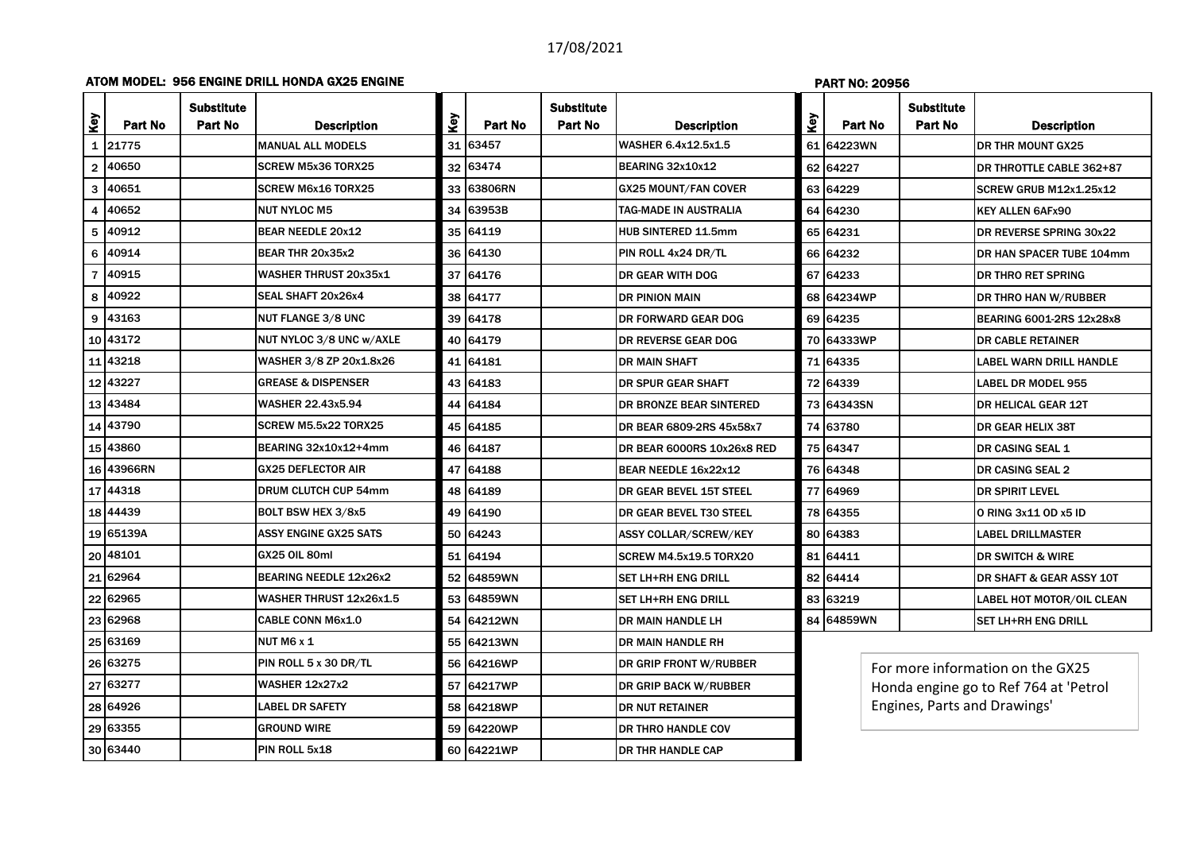17/08/2021

**ATOM MODEL: 956 ENGINE DRILL HONDA GX25 ENGINE**

**PART NO: 20956**

| Key | Part No | Substitute Part No | Description | Key | Part No | Substitute Part No | Description | Key | Part No | Substitute Part No | Description |
|---|---|---|---|---|---|---|---|---|---|---|---|
| 1 | 21775 | | MANUAL ALL MODELS | 31 | 63457 | | WASHER 6.4x12.5x1.5 | 61 | 64223WN | | DR THR MOUNT GX25 |
| 2 | 40650 | | SCREW M5x36 TORX25 | 32 | 63474 | | BEARING 32x10x12 | 62 | 64227 | | DR THROTTLE CABLE 362+87 |
| 3 | 40651 | | SCREW M6x16 TORX25 | 33 | 63806RN | | GX25 MOUNT/FAN COVER | 63 | 64229 | | SCREW GRUB M12x1.25x12 |
| 4 | 40652 | | NUT NYLOC M5 | 34 | 63953B | | TAG-MADE IN AUSTRALIA | 64 | 64230 | | KEY ALLEN 6AFx90 |
| 5 | 40912 | | BEAR NEEDLE 20x12 | 35 | 64119 | | HUB SINTERED 11.5mm | 65 | 64231 | | DR REVERSE SPRING 30x22 |
| 6 | 40914 | | BEAR THR 20x35x2 | 36 | 64130 | | PIN ROLL 4x24 DR/TL | 66 | 64232 | | DR HAN SPACER TUBE 104mm |
| 7 | 40915 | | WASHER THRUST 20x35x1 | 37 | 64176 | | DR GEAR WITH DOG | 67 | 64233 | | DR THRO RET SPRING |
| 8 | 40922 | | SEAL SHAFT 20x26x4 | 38 | 64177 | | DR PINION MAIN | 68 | 64234WP | | DR THRO HAN W/RUBBER |
| 9 | 43163 | | NUT FLANGE 3/8 UNC | 39 | 64178 | | DR FORWARD GEAR DOG | 69 | 64235 | | BEARING 6001-2RS 12x28x8 |
| 10 | 43172 | | NUT NYLOC 3/8 UNC w/AXLE | 40 | 64179 | | DR REVERSE GEAR DOG | 70 | 64333WP | | DR CABLE RETAINER |
| 11 | 43218 | | WASHER 3/8 ZP 20x1.8x26 | 41 | 64181 | | DR MAIN SHAFT | 71 | 64335 | | LABEL WARN DRILL HANDLE |
| 12 | 43227 | | GREASE & DISPENSER | 43 | 64183 | | DR SPUR GEAR SHAFT | 72 | 64339 | | LABEL DR MODEL 955 |
| 13 | 43484 | | WASHER 22.43x5.94 | 44 | 64184 | | DR BRONZE BEAR SINTERED | 73 | 64343SN | | DR HELICAL GEAR 12T |
| 14 | 43790 | | SCREW M5.5x22 TORX25 | 45 | 64185 | | DR BEAR 6809-2RS 45x58x7 | 74 | 63780 | | DR GEAR HELIX 38T |
| 15 | 43860 | | BEARING 32x10x12+4mm | 46 | 64187 | | DR BEAR 6000RS 10x26x8 RED | 75 | 64347 | | DR CASING SEAL 1 |
| 16 | 43966RN | | GX25 DEFLECTOR AIR | 47 | 64188 | | BEAR NEEDLE 16x22x12 | 76 | 64348 | | DR CASING SEAL 2 |
| 17 | 44318 | | DRUM CLUTCH CUP 54mm | 48 | 64189 | | DR GEAR BEVEL 15T STEEL | 77 | 64969 | | DR SPIRIT LEVEL |
| 18 | 44439 | | BOLT BSW HEX 3/8x5 | 49 | 64190 | | DR GEAR BEVEL T30 STEEL | 78 | 64355 | | O RING 3x11 OD x5 ID |
| 19 | 65139A | | ASSY ENGINE GX25 SATS | 50 | 64243 | | ASSY COLLAR/SCREW/KEY | 80 | 64383 | | LABEL DRILLMASTER |
| 20 | 48101 | | GX25 OIL 80ml | 51 | 64194 | | SCREW M4.5x19.5 TORX20 | 81 | 64411 | | DR SWITCH & WIRE |
| 21 | 62964 | | BEARING NEEDLE 12x26x2 | 52 | 64859WN | | SET LH+RH ENG DRILL | 82 | 64414 | | DR SHAFT & GEAR ASSY 10T |
| 22 | 62965 | | WASHER THRUST 12x26x1.5 | 53 | 64859WN | | SET LH+RH ENG DRILL | 83 | 63219 | | LABEL HOT MOTOR/OIL CLEAN |
| 23 | 62968 | | CABLE CONN M6x1.0 | 54 | 64212WN | | DR MAIN HANDLE LH | 84 | 64859WN | | SET LH+RH ENG DRILL |
| 25 | 63169 | | NUT M6 x 1 | 55 | 64213WN | | DR MAIN HANDLE RH | | | | |
| 26 | 63275 | | PIN ROLL 5 x 30 DR/TL | 56 | 64216WP | | DR GRIP FRONT W/RUBBER | | | | |
| 27 | 63277 | | WASHER 12x27x2 | 57 | 64217WP | | DR GRIP BACK W/RUBBER | | | | |
| 28 | 64926 | | LABEL DR SAFETY | 58 | 64218WP | | DR NUT RETAINER | | | | |
| 29 | 63355 | | GROUND WIRE | 59 | 64220WP | | DR THRO HANDLE COV | | | | |
| 30 | 63440 | | PIN ROLL 5x18 | 60 | 64221WP | | DR THR HANDLE CAP | | | | |

For more information on the GX25 Honda engine go to Ref 764 at 'Petrol Engines, Parts and Drawings'